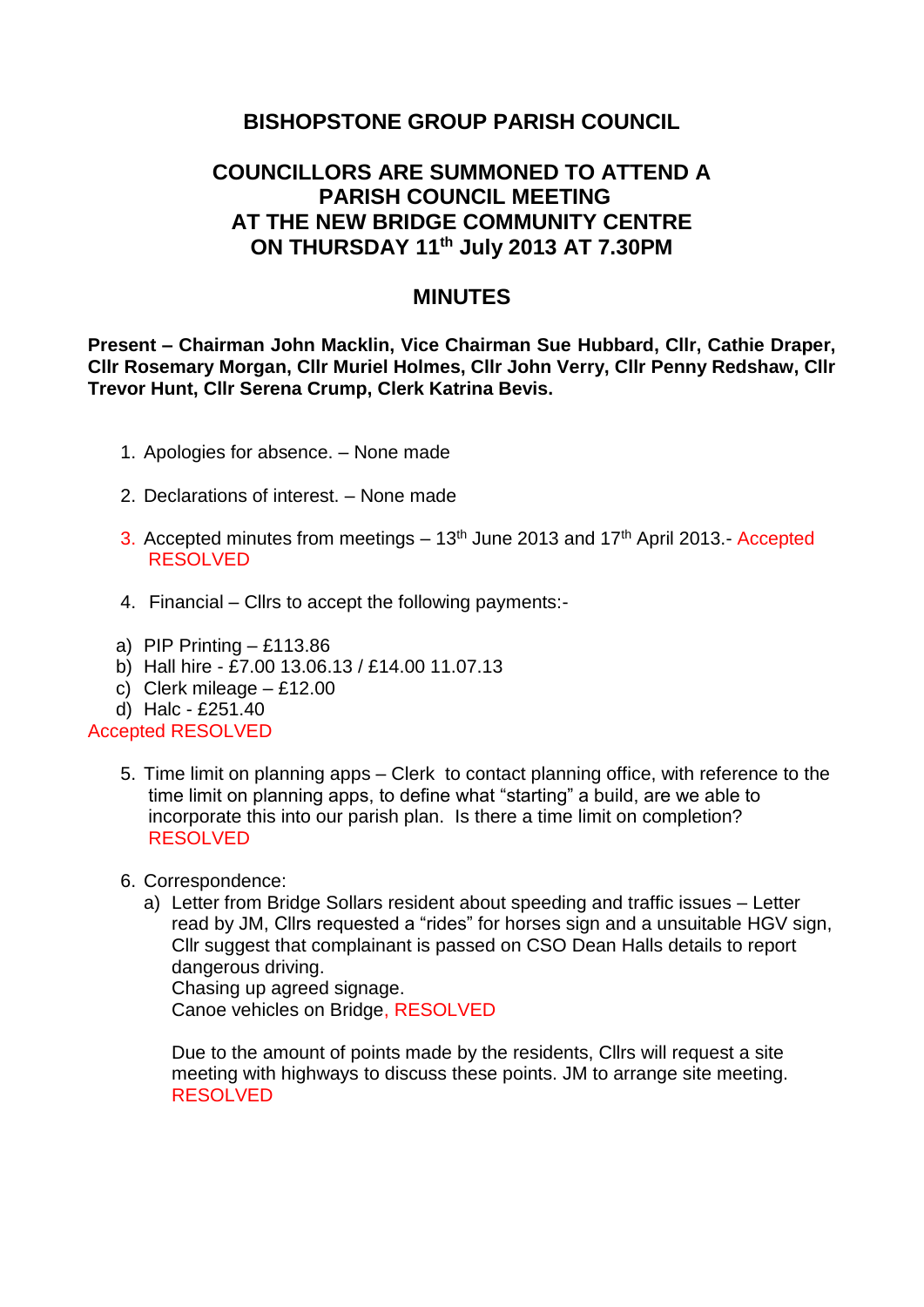# BISHOPSTONE GROUP PARISH COUNCIL

## COUNCILLORS ARE SUMMONED TO ATTEND A PARISH COUNCIL MEETING AT THE NEW BRIDGE COMMUNITY CENTRE ON THURSDAY 11th July 2013 AT 7.30PM

## MINUTES

**Present – Chairman John Macklin, Vice Chairman Sue Hubbard, Cllr, Cathie Draper, Cllr Rosemary Morgan, Cllr Muriel Holmes, Cllr John Verry, Cllr Penny Redshaw, Cllr Trevor Hunt, Cllr Serena Crump, Clerk Katrina Bevis.**

1. Apologies for absence. – None made
2. Declarations of interest. – None made
3. Accepted minutes from meetings – 13th June 2013 and 17th April 2013.- Accepted RESOLVED
4. Financial – Cllrs to accept the following payments:-

a) PIP Printing – £113.86
b) Hall hire - £7.00 13.06.13 / £14.00 11.07.13
c) Clerk mileage – £12.00
d) Halc - £251.40

Accepted RESOLVED

5. Time limit on planning apps – Clerk to contact planning office, with reference to the time limit on planning apps, to define what "starting" a build, are we able to incorporate this into our parish plan. Is there a time limit on completion? RESOLVED
6. Correspondence:
   a) Letter from Bridge Sollars resident about speeding and traffic issues – Letter read by JM, Cllrs requested a "rides" for horses sign and a unsuitable HGV sign, Cllr suggest that complainant is passed on CSO Dean Halls details to report dangerous driving.
      Chasing up agreed signage.
      Canoe vehicles on Bridge, RESOLVED

      Due to the amount of points made by the residents, Cllrs will request a site meeting with highways to discuss these points. JM to arrange site meeting. RESOLVED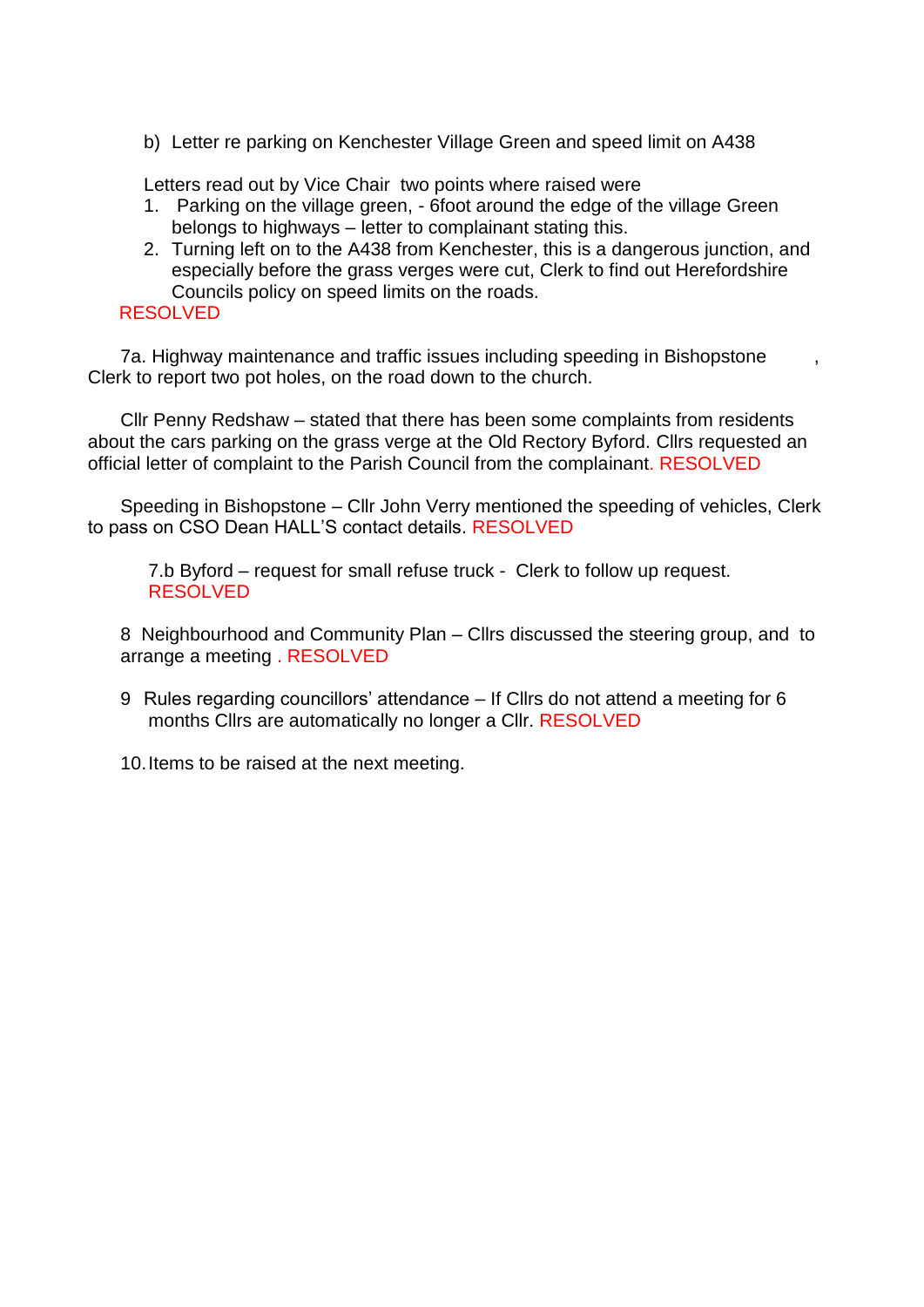b) Letter re parking on Kenchester Village Green and speed limit on A438

Letters read out by Vice Chair two points where raised were

1. Parking on the village green, - 6foot around the edge of the village Green belongs to highways – letter to complainant stating this.
2. Turning left on to the A438 from Kenchester, this is a dangerous junction, and especially before the grass verges were cut, Clerk to find out Herefordshire Councils policy on speed limits on the roads.

RESOLVED

7a. Highway maintenance and traffic issues including speeding in Bishopstone , Clerk to report two pot holes, on the road down to the church.

Cllr Penny Redshaw – stated that there has been some complaints from residents about the cars parking on the grass verge at the Old Rectory Byford. Cllrs requested an official letter of complaint to the Parish Council from the complainant. RESOLVED

Speeding in Bishopstone – Cllr John Verry mentioned the speeding of vehicles, Clerk to pass on CSO Dean HALL'S contact details. RESOLVED

7.b Byford – request for small refuse truck - Clerk to follow up request. RESOLVED

8 Neighbourhood and Community Plan – Cllrs discussed the steering group, and to arrange a meeting . RESOLVED

9 Rules regarding councillors' attendance – If Cllrs do not attend a meeting for 6 months Cllrs are automatically no longer a Cllr. RESOLVED

10. Items to be raised at the next meeting.